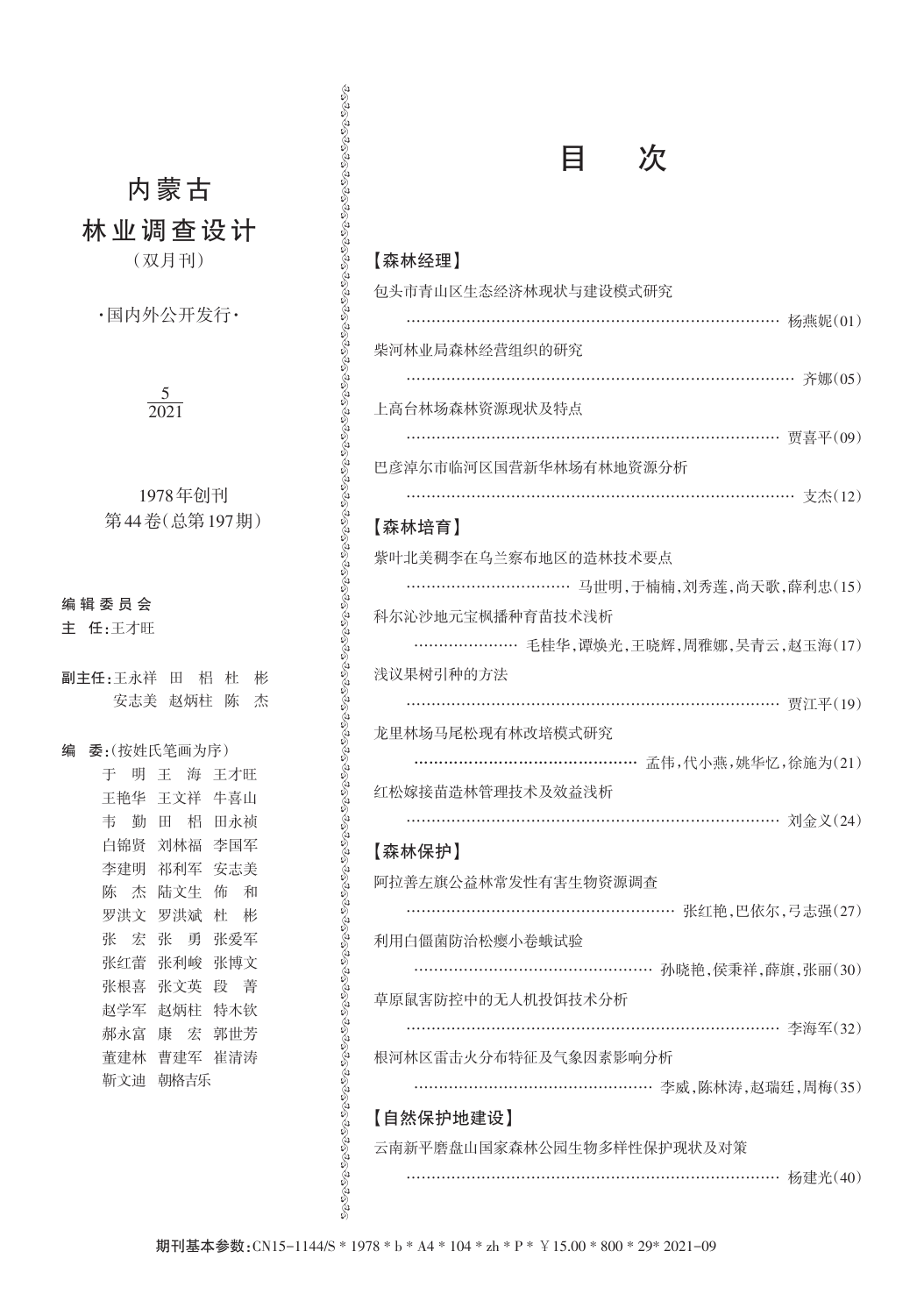# 内蒙古
# 林业调查设计

（双月刊）

·国内外公开发行·

5/2021

1978年创刊

第44卷(总第197期)

**编辑委员会**

**主　任**:王才旺

**副主任**:王永祥　田　梠　杜　彬　安志美　赵炳柱　陈　杰

**编　委**:(按姓氏笔画为序)

于　明　王　海　王才旺
王艳华　王文祥　牛喜山
韦　勤　田　梠　田永祯
白锦贤　刘林福　李国军
李建明　祁利军　安志美
陈　杰　陆文生　佈　和
罗洪文　罗洪斌　杜　彬
张　宏　张　勇　张爱军
张红蕾　张利峻　张博文
张根喜　张文英　段　菁
赵学军　赵炳柱　特木钦
郝永富　康　宏　郭世芳
董建林　曹建军　崔清涛
靳文迪　朝格吉乐

# 目　次

## 【森林经理】

包头市青山区生态经济林现状与建设模式研究 ………… 杨燕妮(01)

柴河林业局森林经营组织的研究 ………… 齐娜(05)

上高台林场森林资源现状及特点 ………… 贾喜平(09)

巴彦淖尔市临河区国营新华林场有林地资源分析 ………… 支杰(12)

## 【森林培育】

紫叶北美稠李在乌兰察布地区的造林技术要点 ………… 马世明,于楠楠,刘秀莲,尚天歌,薛利忠(15)

科尔沁沙地元宝枫播种育苗技术浅析 ………… 毛桂华,谭焕光,王晓辉,周雅娜,吴青云,赵玉海(17)

浅议果树引种的方法 ………… 贾江平(19)

龙里林场马尾松现有林改培模式研究 ………… 孟伟,代小燕,姚华忆,徐施为(21)

红松嫁接苗造林管理技术及效益浅析 ………… 刘金义(24)

## 【森林保护】

阿拉善左旗公益林常发性有害生物资源调查 ………… 张红艳,巴依尔,弓志强(27)

利用白僵菌防治松瘿小卷蛾试验 ………… 孙晓艳,侯秉祥,薛旗,张丽(30)

草原鼠害防控中的无人机投饵技术分析 ………… 李海军(32)

根河林区雷击火分布特征及气象因素影响分析 ………… 李威,陈林涛,赵瑞廷,周梅(35)

## 【自然保护地建设】

云南新平磨盘山国家森林公园生物多样性保护现状及对策 ………… 杨建光(40)

**期刊基本参数**:CN15-1144/S * 1978 * b * A4 * 104 * zh * P * ￥15.00 * 800 * 29* 2021-09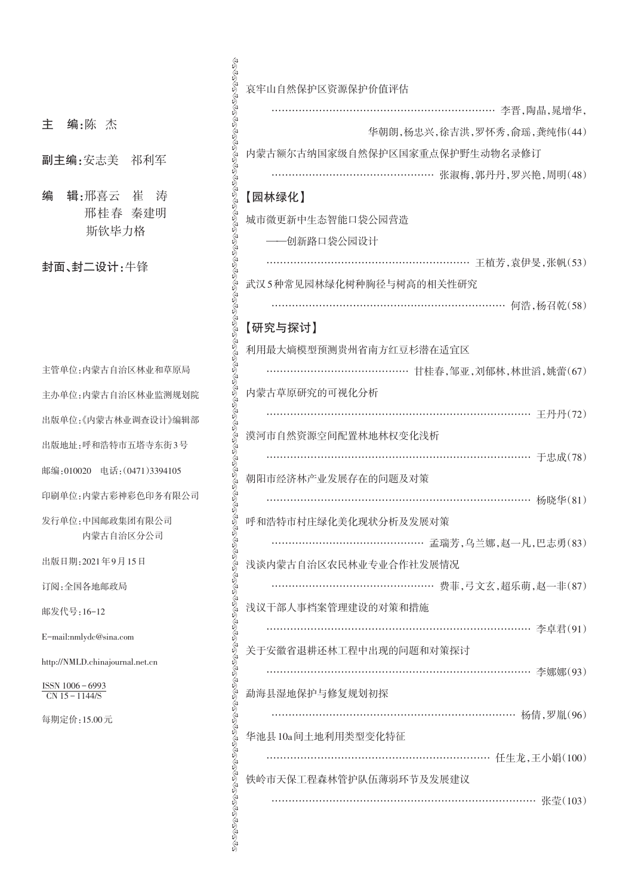**主　编**：陈　杰

**副主编**：安志美　祁利军

**编　辑**：邢喜云　崔　涛　邢桂春　秦建明　斯钦毕力格

**封面、封二设计**：牛锋

主管单位：内蒙古自治区林业和草原局

主办单位：内蒙古自治区林业监测规划院

出版单位：《内蒙古林业调查设计》编辑部

出版地址：呼和浩特市五塔寺东街3号

邮编：010020　电话：(0471)3394105

印刷单位：内蒙古彩神彩色印务有限公司

发行单位：中国邮政集团有限公司
　　　　　内蒙古自治区分公司

出版日期：2021年9月15日

订阅：全国各地邮政局

邮发代号：16-12

E-mail:nmlydc@sina.com

http://NMLD.chinajournal.net.cn

ISSN 1006－6993
CN 15－1144/S

每期定价：15.00元

---

哀牢山自然保护区资源保护价值评估
　　…………………………………………………… 李晋，陶晶，晁增华，华朝朗，杨忠兴，徐吉洪，罗怀秀，俞瑶，龚纯伟(44)

内蒙古额尔古纳国家级自然保护区国家重点保护野生动物名录修订
　　…………………………………………………… 张淑梅，郭丹丹，罗兴艳，周明(48)

## 【园林绿化】

城市微更新中生态智能口袋公园营造
　　——创新路口袋公园设计
　　…………………………………………………… 王植芳，袁伊旻，张帆(53)

武汉5种常见园林绿化树种胸径与树高的相关性研究
　　…………………………………………………… 何浩，杨召乾(58)

## 【研究与探讨】

利用最大熵模型预测贵州省南方红豆杉潜在适宜区
　　…………………………………………………… 甘桂春，邹亚，刘郁林，林世滔，姚蕾(67)

内蒙古草原研究的可视化分析
　　…………………………………………………… 王丹丹(72)

漠河市自然资源空间配置林地林权变化浅析
　　…………………………………………………… 于忠成(78)

朝阳市经济林产业发展存在的问题及对策
　　…………………………………………………… 杨晓华(81)

呼和浩特市村庄绿化美化现状分析及发展对策
　　…………………………………………………… 孟瑞芳，乌兰娜，赵一凡，巴志勇(83)

浅谈内蒙古自治区农民林业专业合作社发展情况
　　…………………………………………………… 费菲，弓文玄，超乐萌，赵一非(87)

浅议干部人事档案管理建设的对策和措施
　　…………………………………………………… 李卓君(91)

关于安徽省退耕还林工程中出现的问题和对策探讨
　　…………………………………………………… 李娜娜(93)

勐海县湿地保护与修复规划初探
　　…………………………………………………… 杨倩，罗胤(96)

华池县10a间土地利用类型变化特征
　　…………………………………………………… 任生龙，王小娟(100)

铁岭市天保工程森林管护队伍薄弱环节及发展建议
　　…………………………………………………… 张莹(103)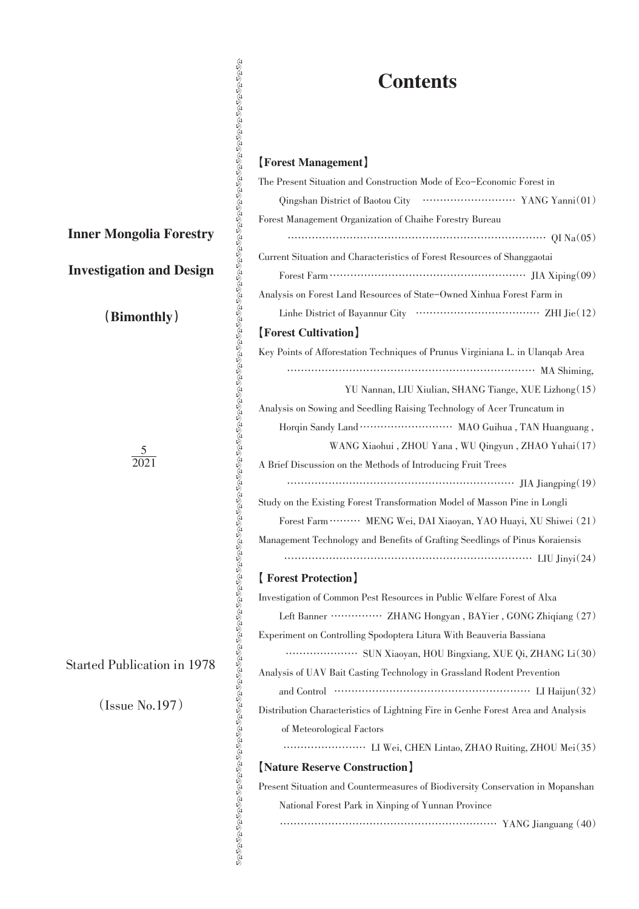**Inner Mongolia Forestry**

**Investigation and Design**

**(Bimonthly)**

5
2021

Started Publication in 1978

(Issue No.197)

# Contents

## 【Forest Management】

The Present Situation and Construction Mode of Eco-Economic Forest in Qingshan District of Baotou City ………………………… YANG Yanni(01)

Forest Management Organization of Chaihe Forestry Bureau ……………………………………………………………………… QI Na(05)

Current Situation and Characteristics of Forest Resources of Shanggaotai Forest Farm ……………………………………………………… JIA Xiping(09)

Analysis on Forest Land Resources of State-Owned Xinhua Forest Farm in Linhe District of Bayannur City ……………………………… ZHI Jie(12)

## 【Forest Cultivation】

Key Points of Afforestation Techniques of Prunus Virginiana L. in Ulanqab Area …………………………………………………………………… MA Shiming, YU Nannan, LIU Xiulian, SHANG Tiange, XUE Lizhong(15)

Analysis on Sowing and Seedling Raising Technology of Acer Truncatum in Horqin Sandy Land ……………………… MAO Guihua , TAN Huanguang , WANG Xiaohui , ZHOU Yana , WU Qingyun , ZHAO Yuhai(17)

A Brief Discussion on the Methods of Introducing Fruit Trees ……………………………………………………………… JIA Jiangping(19)

Study on the Existing Forest Transformation Model of Masson Pine in Longli Forest Farm ……… MENG Wei, DAI Xiaoyan, YAO Huayi, XU Shiwei (21)

Management Technology and Benefits of Grafting Seedlings of Pinus Koraiensis …………………………………………………………………… LIU Jinyi(24)

## 【 Forest Protection】

Investigation of Common Pest Resources in Public Welfare Forest of Alxa Left Banner …………… ZHANG Hongyan , BAYier , GONG Zhiqiang (27)

Experiment on Controlling Spodoptera Litura With Beauveria Bassiana ………………… SUN Xiaoyan, HOU Bingxiang, XUE Qi, ZHANG Li(30)

Analysis of UAV Bait Casting Technology in Grassland Rodent Prevention and Control ……………………………………………………… LI Haijun(32)

Distribution Characteristics of Lightning Fire in Genhe Forest Area and Analysis of Meteorological Factors …………………… LI Wei, CHEN Lintao, ZHAO Ruiting, ZHOU Mei(35)

## 【Nature Reserve Construction】

Present Situation and Countermeasures of Biodiversity Conservation in Mopanshan National Forest Park in Xinping of Yunnan Province ………………………………………………………… YANG Jianguang (40)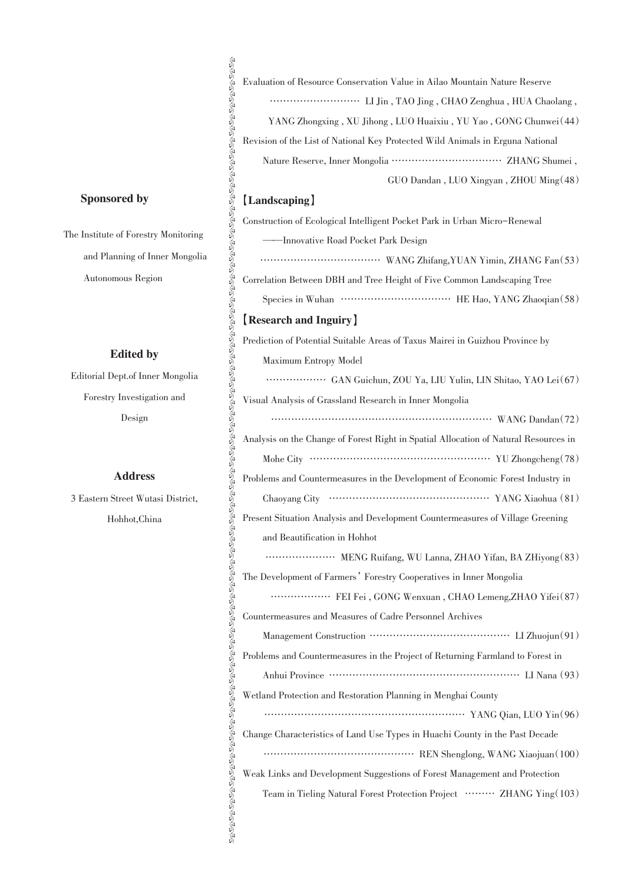Evaluation of Resource Conservation Value in Ailao Mountain Nature Reserve ·························· LI Jin , TAO Jing , CHAO Zenghua , HUA Chaolang , YANG Zhongxing , XU Jihong , LUO Huaixiu , YU Yao , GONG Chunwei(44)

Revision of the List of National Key Protected Wild Animals in Erguna National Nature Reserve, Inner Mongolia ································ ZHANG Shumei , GUO Dandan , LUO Xingyan , ZHOU Ming(48)

**【Landscaping】**

Construction of Ecological Intelligent Pocket Park in Urban Micro-Renewal ——Innovative Road Pocket Park Design ··································· WANG Zhifang,YUAN Yimin, ZHANG Fan(53)

Correlation Between DBH and Tree Height of Five Common Landscaping Tree Species in Wuhan ································ HE Hao, YANG Zhaoqian(58)

**【Research and Inguiry】**

Prediction of Potential Suitable Areas of Taxus Mairei in Guizhou Province by Maximum Entropy Model ················· GAN Guichun, ZOU Ya, LIU Yulin, LIN Shitao, YAO Lei(67)

Visual Analysis of Grassland Research in Inner Mongolia ················································································ WANG Dandan(72)

Analysis on the Change of Forest Right in Spatial Allocation of Natural Resources in Mohe City ···················································· YU Zhongcheng(78)

Problems and Countermeasures in the Development of Economic Forest Industry in Chaoyang City ·············································· YANG Xiaohua (81)

Present Situation Analysis and Development Countermeasures of Village Greening and Beautification in Hohhot ···················· MENG Ruifang, WU Lanna, ZHAO Yifan, BA ZHiyong(83)

The Development of Farmers' Forestry Cooperatives in Inner Mongolia ················· FEI Fei , GONG Wenxuan , CHAO Lemeng,ZHAO Yifei(87)

Countermeasures and Measures of Cadre Personnel Archives Management Construction ········································ LI Zhuojun(91)

Problems and Countermeasures in the Project of Returning Farmland to Forest in Anhui Province ······················································· LI Nana (93)

Wetland Protection and Restoration Planning in Menghai County ·························································· YANG Qian, LUO Yin(96)

Change Characteristics of Land Use Types in Huachi County in the Past Decade ··········································· REN Shenglong, WANG Xiaojuan(100)

Weak Links and Development Suggestions of Forest Management and Protection Team in Tieling Natural Forest Protection Project ········ ZHANG Ying(103)

**Sponsored by**

The Institute of Forestry Monitoring and Planning of Inner Mongolia Autonomous Region

**Edited by**

Editorial Dept.of Inner Mongolia Forestry Investigation and Design

**Address**

3 Eastern Street Wutasi District, Hohhot,China